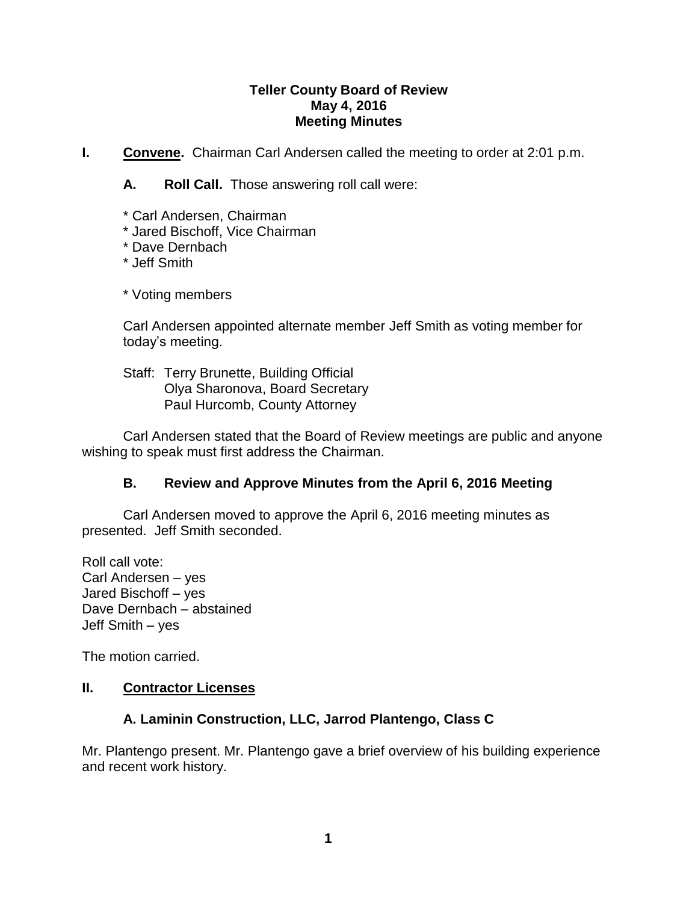# Teller County Board of Review
## May 4, 2016
## Meeting Minutes

**I. <u>Convene</u>.** Chairman Carl Andersen called the meeting to order at 2:01 p.m.

**A. Roll Call.** Those answering roll call were:

* Carl Andersen, Chairman
* Jared Bischoff, Vice Chairman
* Dave Dernbach
* Jeff Smith

* Voting members

Carl Andersen appointed alternate member Jeff Smith as voting member for today's meeting.

Staff: Terry Brunette, Building Official
Olya Sharonova, Board Secretary
Paul Hurcomb, County Attorney

Carl Andersen stated that the Board of Review meetings are public and anyone wishing to speak must first address the Chairman.

### B. Review and Approve Minutes from the April 6, 2016 Meeting

Carl Andersen moved to approve the April 6, 2016 meeting minutes as presented. Jeff Smith seconded.

Roll call vote:
Carl Andersen – yes
Jared Bischoff – yes
Dave Dernbach – abstained
Jeff Smith – yes

The motion carried.

## II. <u>Contractor Licenses</u>

### A. Laminin Construction, LLC, Jarrod Plantengo, Class C

Mr. Plantengo present. Mr. Plantengo gave a brief overview of his building experience and recent work history.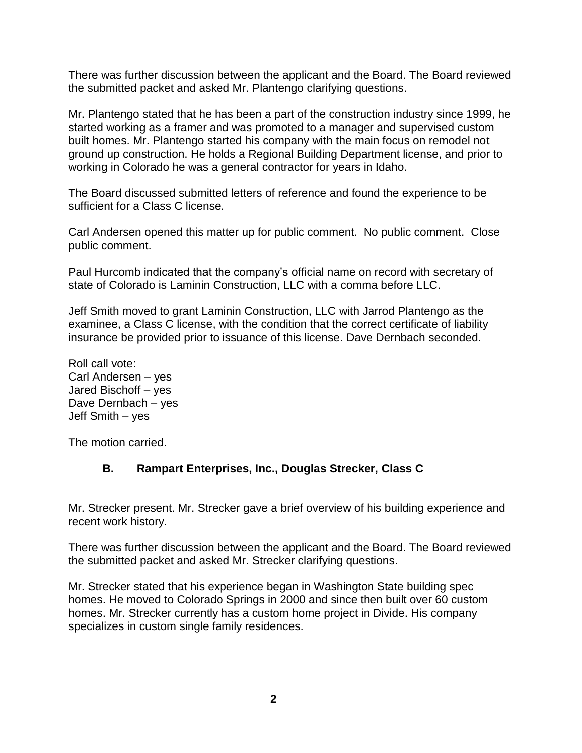There was further discussion between the applicant and the Board. The Board reviewed the submitted packet and asked Mr. Plantengo clarifying questions.

Mr. Plantengo stated that he has been a part of the construction industry since 1999, he started working as a framer and was promoted to a manager and supervised custom built homes. Mr. Plantengo started his company with the main focus on remodel not ground up construction. He holds a Regional Building Department license, and prior to working in Colorado he was a general contractor for years in Idaho.

The Board discussed submitted letters of reference and found the experience to be sufficient for a Class C license.

Carl Andersen opened this matter up for public comment. No public comment. Close public comment.

Paul Hurcomb indicated that the company's official name on record with secretary of state of Colorado is Laminin Construction, LLC with a comma before LLC.

Jeff Smith moved to grant Laminin Construction, LLC with Jarrod Plantengo as the examinee, a Class C license, with the condition that the correct certificate of liability insurance be provided prior to issuance of this license. Dave Dernbach seconded.

Roll call vote:
Carl Andersen – yes
Jared Bischoff – yes
Dave Dernbach – yes
Jeff Smith – yes

The motion carried.

### B. Rampart Enterprises, Inc., Douglas Strecker, Class C

Mr. Strecker present. Mr. Strecker gave a brief overview of his building experience and recent work history.

There was further discussion between the applicant and the Board. The Board reviewed the submitted packet and asked Mr. Strecker clarifying questions.

Mr. Strecker stated that his experience began in Washington State building spec homes. He moved to Colorado Springs in 2000 and since then built over 60 custom homes. Mr. Strecker currently has a custom home project in Divide. His company specializes in custom single family residences.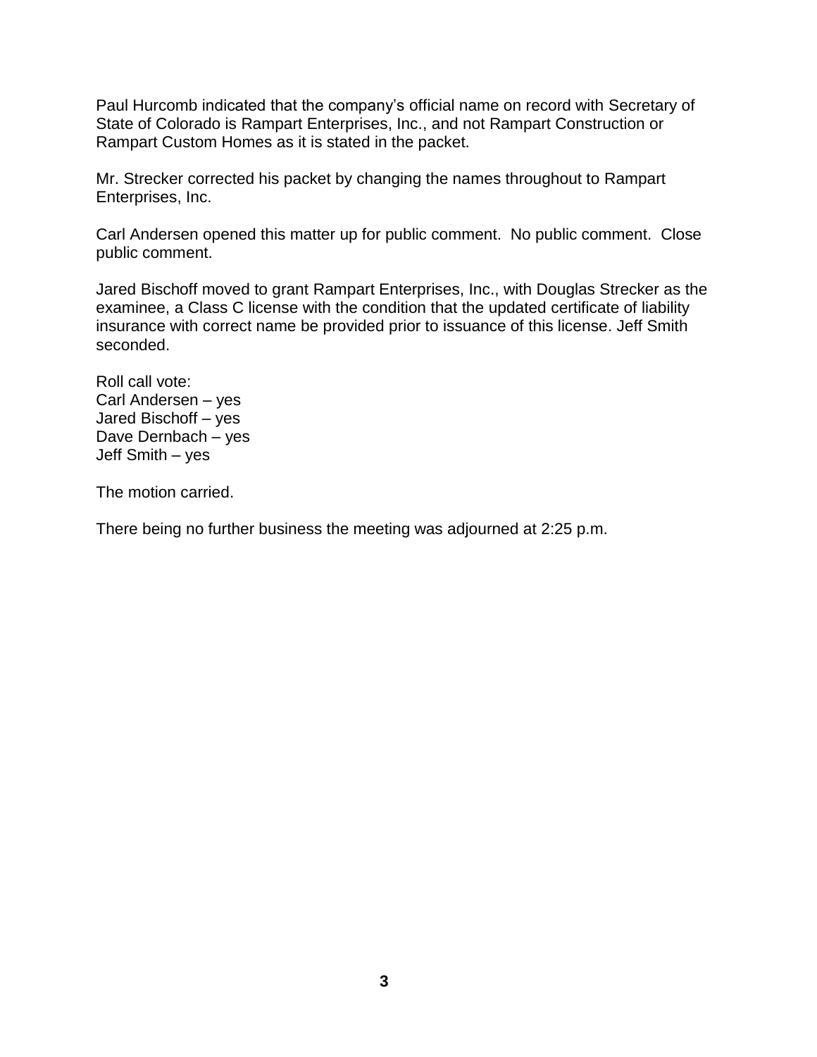Paul Hurcomb indicated that the company's official name on record with Secretary of State of Colorado is Rampart Enterprises, Inc., and not Rampart Construction or Rampart Custom Homes as it is stated in the packet.

Mr. Strecker corrected his packet by changing the names throughout to Rampart Enterprises, Inc.

Carl Andersen opened this matter up for public comment. No public comment. Close public comment.

Jared Bischoff moved to grant Rampart Enterprises, Inc., with Douglas Strecker as the examinee, a Class C license with the condition that the updated certificate of liability insurance with correct name be provided prior to issuance of this license. Jeff Smith seconded.

Roll call vote:
Carl Andersen – yes
Jared Bischoff – yes
Dave Dernbach – yes
Jeff Smith – yes

The motion carried.

There being no further business the meeting was adjourned at 2:25 p.m.